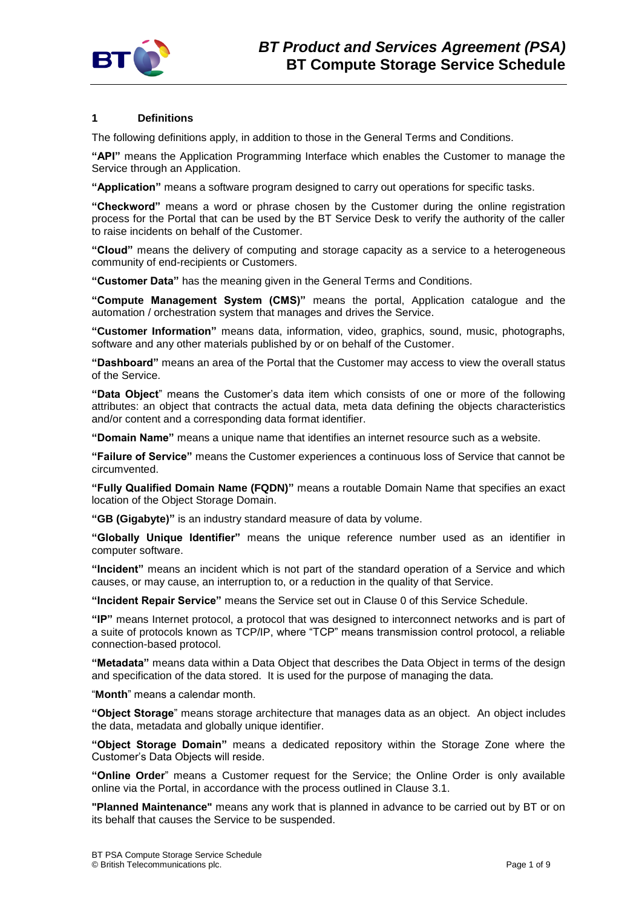## 1 Definitions

The following definitions apply, in addition to those in the General Terms and Conditions.

**"API"** means the Application Programming Interface which enables the Customer to manage the Service through an Application.

**"Application"** means a software program designed to carry out operations for specific tasks.

**"Checkword"** means a word or phrase chosen by the Customer during the online registration process for the Portal that can be used by the BT Service Desk to verify the authority of the caller to raise incidents on behalf of the Customer.

**"Cloud"** means the delivery of computing and storage capacity as a service to a heterogeneous community of end-recipients or Customers.

**"Customer Data"** has the meaning given in the General Terms and Conditions.

**"Compute Management System (CMS)"** means the portal, Application catalogue and the automation / orchestration system that manages and drives the Service.

**"Customer Information"** means data, information, video, graphics, sound, music, photographs, software and any other materials published by or on behalf of the Customer.

**"Dashboard"** means an area of the Portal that the Customer may access to view the overall status of the Service.

**"Data Object"** means the Customer's data item which consists of one or more of the following attributes: an object that contracts the actual data, meta data defining the objects characteristics and/or content and a corresponding data format identifier.

**"Domain Name"** means a unique name that identifies an internet resource such as a website.

**"Failure of Service"** means the Customer experiences a continuous loss of Service that cannot be circumvented.

**"Fully Qualified Domain Name (FQDN)"** means a routable Domain Name that specifies an exact location of the Object Storage Domain.

**"GB (Gigabyte)"** is an industry standard measure of data by volume.

**"Globally Unique Identifier"** means the unique reference number used as an identifier in computer software.

**"Incident"** means an incident which is not part of the standard operation of a Service and which causes, or may cause, an interruption to, or a reduction in the quality of that Service.

**"Incident Repair Service"** means the Service set out in Clause 0 of this Service Schedule.

**"IP"** means Internet protocol, a protocol that was designed to interconnect networks and is part of a suite of protocols known as TCP/IP, where "TCP" means transmission control protocol, a reliable connection-based protocol.

**"Metadata"** means data within a Data Object that describes the Data Object in terms of the design and specification of the data stored. It is used for the purpose of managing the data.

"**Month**" means a calendar month.

**"Object Storage"** means storage architecture that manages data as an object. An object includes the data, metadata and globally unique identifier.

**"Object Storage Domain"** means a dedicated repository within the Storage Zone where the Customer's Data Objects will reside.

**"Online Order"** means a Customer request for the Service; the Online Order is only available online via the Portal, in accordance with the process outlined in Clause 3.1.

**"Planned Maintenance"** means any work that is planned in advance to be carried out by BT or on its behalf that causes the Service to be suspended.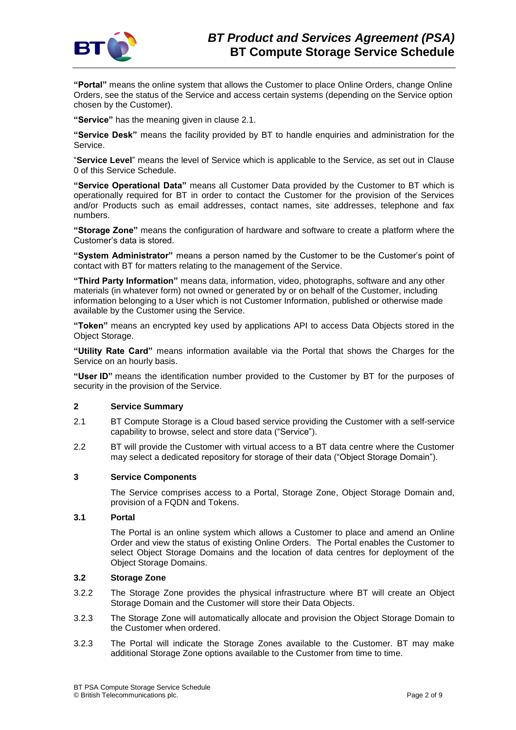**"Portal"** means the online system that allows the Customer to place Online Orders, change Online Orders, see the status of the Service and access certain systems (depending on the Service option chosen by the Customer).

**"Service"** has the meaning given in clause 2.1.

**"Service Desk"** means the facility provided by BT to handle enquiries and administration for the Service.

"**Service Level**" means the level of Service which is applicable to the Service, as set out in Clause 0 of this Service Schedule.

**"Service Operational Data"** means all Customer Data provided by the Customer to BT which is operationally required for BT in order to contact the Customer for the provision of the Services and/or Products such as email addresses, contact names, site addresses, telephone and fax numbers.

**"Storage Zone"** means the configuration of hardware and software to create a platform where the Customer's data is stored.

**"System Administrator"** means a person named by the Customer to be the Customer's point of contact with BT for matters relating to the management of the Service.

**"Third Party Information"** means data, information, video, photographs, software and any other materials (in whatever form) not owned or generated by or on behalf of the Customer, including information belonging to a User which is not Customer Information, published or otherwise made available by the Customer using the Service.

**"Token"** means an encrypted key used by applications API to access Data Objects stored in the Object Storage.

**"Utility Rate Card"** means information available via the Portal that shows the Charges for the Service on an hourly basis.

**"User ID"** means the identification number provided to the Customer by BT for the purposes of security in the provision of the Service.

## 2 Service Summary

2.1 BT Compute Storage is a Cloud based service providing the Customer with a self-service capability to browse, select and store data ("Service").

2.2 BT will provide the Customer with virtual access to a BT data centre where the Customer may select a dedicated repository for storage of their data ("Object Storage Domain").

## 3 Service Components

The Service comprises access to a Portal, Storage Zone, Object Storage Domain and, provision of a FQDN and Tokens.

### 3.1 Portal

The Portal is an online system which allows a Customer to place and amend an Online Order and view the status of existing Online Orders. The Portal enables the Customer to select Object Storage Domains and the location of data centres for deployment of the Object Storage Domains.

### 3.2 Storage Zone

3.2.2 The Storage Zone provides the physical infrastructure where BT will create an Object Storage Domain and the Customer will store their Data Objects.

3.2.3 The Storage Zone will automatically allocate and provision the Object Storage Domain to the Customer when ordered.

3.2.3 The Portal will indicate the Storage Zones available to the Customer. BT may make additional Storage Zone options available to the Customer from time to time.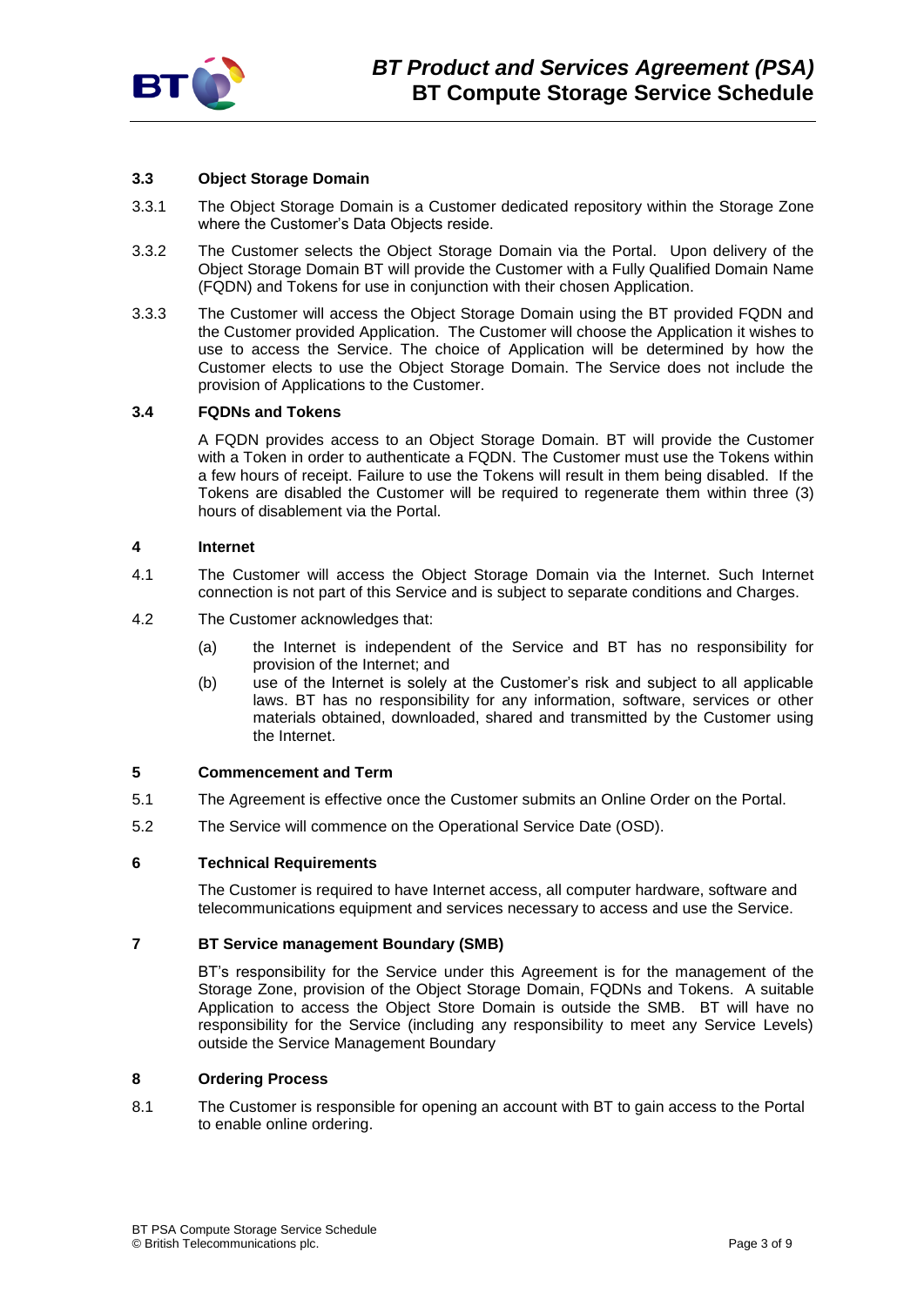### 3.3 Object Storage Domain

3.3.1 The Object Storage Domain is a Customer dedicated repository within the Storage Zone where the Customer's Data Objects reside.

3.3.2 The Customer selects the Object Storage Domain via the Portal. Upon delivery of the Object Storage Domain BT will provide the Customer with a Fully Qualified Domain Name (FQDN) and Tokens for use in conjunction with their chosen Application.

3.3.3 The Customer will access the Object Storage Domain using the BT provided FQDN and the Customer provided Application. The Customer will choose the Application it wishes to use to access the Service. The choice of Application will be determined by how the Customer elects to use the Object Storage Domain. The Service does not include the provision of Applications to the Customer.

### 3.4 FQDNs and Tokens

A FQDN provides access to an Object Storage Domain. BT will provide the Customer with a Token in order to authenticate a FQDN. The Customer must use the Tokens within a few hours of receipt. Failure to use the Tokens will result in them being disabled. If the Tokens are disabled the Customer will be required to regenerate them within three (3) hours of disablement via the Portal.

## 4 Internet

4.1 The Customer will access the Object Storage Domain via the Internet. Such Internet connection is not part of this Service and is subject to separate conditions and Charges.

4.2 The Customer acknowledges that:

(a) the Internet is independent of the Service and BT has no responsibility for provision of the Internet; and

(b) use of the Internet is solely at the Customer's risk and subject to all applicable laws. BT has no responsibility for any information, software, services or other materials obtained, downloaded, shared and transmitted by the Customer using the Internet.

## 5 Commencement and Term

5.1 The Agreement is effective once the Customer submits an Online Order on the Portal.

5.2 The Service will commence on the Operational Service Date (OSD).

## 6 Technical Requirements

The Customer is required to have Internet access, all computer hardware, software and telecommunications equipment and services necessary to access and use the Service.

## 7 BT Service management Boundary (SMB)

BT's responsibility for the Service under this Agreement is for the management of the Storage Zone, provision of the Object Storage Domain, FQDNs and Tokens. A suitable Application to access the Object Store Domain is outside the SMB. BT will have no responsibility for the Service (including any responsibility to meet any Service Levels) outside the Service Management Boundary

## 8 Ordering Process

8.1 The Customer is responsible for opening an account with BT to gain access to the Portal to enable online ordering.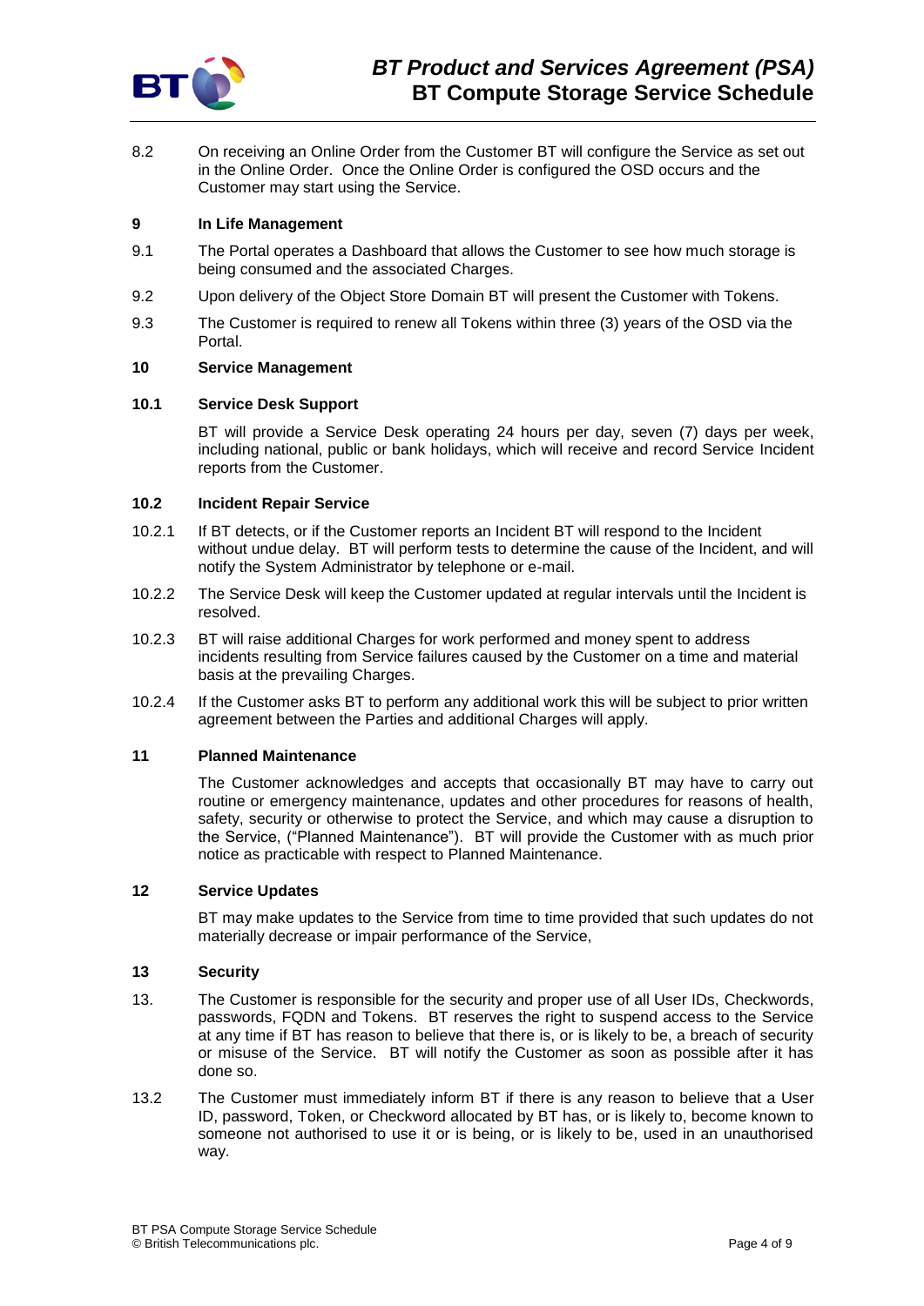8.2 On receiving an Online Order from the Customer BT will configure the Service as set out in the Online Order. Once the Online Order is configured the OSD occurs and the Customer may start using the Service.

## 9 In Life Management

9.1 The Portal operates a Dashboard that allows the Customer to see how much storage is being consumed and the associated Charges.

9.2 Upon delivery of the Object Store Domain BT will present the Customer with Tokens.

9.3 The Customer is required to renew all Tokens within three (3) years of the OSD via the Portal.

## 10 Service Management

### 10.1 Service Desk Support

BT will provide a Service Desk operating 24 hours per day, seven (7) days per week, including national, public or bank holidays, which will receive and record Service Incident reports from the Customer.

### 10.2 Incident Repair Service

10.2.1 If BT detects, or if the Customer reports an Incident BT will respond to the Incident without undue delay. BT will perform tests to determine the cause of the Incident, and will notify the System Administrator by telephone or e-mail.

10.2.2 The Service Desk will keep the Customer updated at regular intervals until the Incident is resolved.

10.2.3 BT will raise additional Charges for work performed and money spent to address incidents resulting from Service failures caused by the Customer on a time and material basis at the prevailing Charges.

10.2.4 If the Customer asks BT to perform any additional work this will be subject to prior written agreement between the Parties and additional Charges will apply.

## 11 Planned Maintenance

The Customer acknowledges and accepts that occasionally BT may have to carry out routine or emergency maintenance, updates and other procedures for reasons of health, safety, security or otherwise to protect the Service, and which may cause a disruption to the Service, ("Planned Maintenance"). BT will provide the Customer with as much prior notice as practicable with respect to Planned Maintenance.

## 12 Service Updates

BT may make updates to the Service from time to time provided that such updates do not materially decrease or impair performance of the Service,

## 13 Security

13. The Customer is responsible for the security and proper use of all User IDs, Checkwords, passwords, FQDN and Tokens. BT reserves the right to suspend access to the Service at any time if BT has reason to believe that there is, or is likely to be, a breach of security or misuse of the Service. BT will notify the Customer as soon as possible after it has done so.

13.2 The Customer must immediately inform BT if there is any reason to believe that a User ID, password, Token, or Checkword allocated by BT has, or is likely to, become known to someone not authorised to use it or is being, or is likely to be, used in an unauthorised way.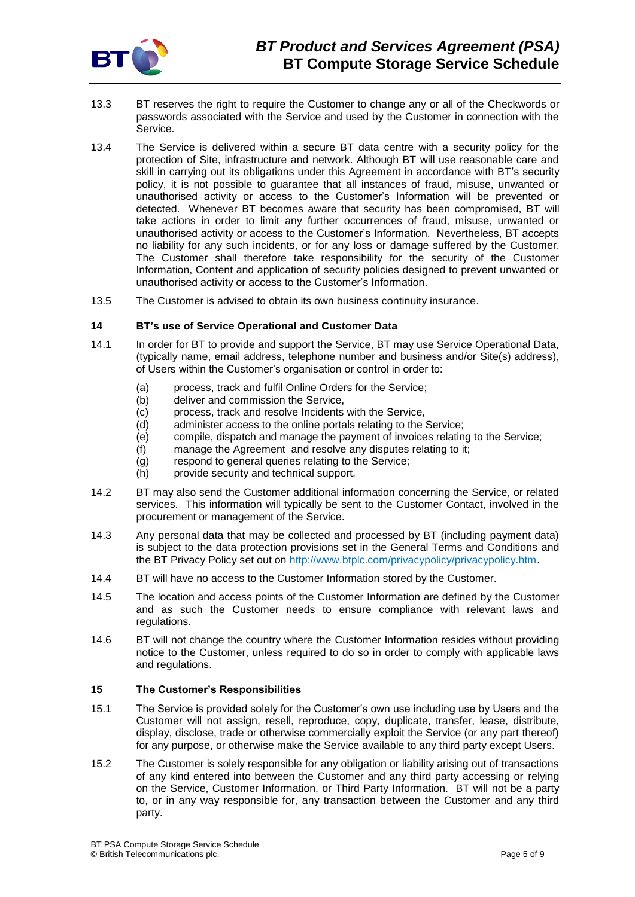13.3 BT reserves the right to require the Customer to change any or all of the Checkwords or passwords associated with the Service and used by the Customer in connection with the Service.

13.4 The Service is delivered within a secure BT data centre with a security policy for the protection of Site, infrastructure and network. Although BT will use reasonable care and skill in carrying out its obligations under this Agreement in accordance with BT's security policy, it is not possible to guarantee that all instances of fraud, misuse, unwanted or unauthorised activity or access to the Customer's Information will be prevented or detected. Whenever BT becomes aware that security has been compromised, BT will take actions in order to limit any further occurrences of fraud, misuse, unwanted or unauthorised activity or access to the Customer's Information. Nevertheless, BT accepts no liability for any such incidents, or for any loss or damage suffered by the Customer. The Customer shall therefore take responsibility for the security of the Customer Information, Content and application of security policies designed to prevent unwanted or unauthorised activity or access to the Customer's Information.

13.5 The Customer is advised to obtain its own business continuity insurance.

## 14 BT's use of Service Operational and Customer Data

14.1 In order for BT to provide and support the Service, BT may use Service Operational Data, (typically name, email address, telephone number and business and/or Site(s) address), of Users within the Customer's organisation or control in order to:

(a) process, track and fulfil Online Orders for the Service;
(b) deliver and commission the Service,
(c) process, track and resolve Incidents with the Service,
(d) administer access to the online portals relating to the Service;
(e) compile, dispatch and manage the payment of invoices relating to the Service;
(f) manage the Agreement and resolve any disputes relating to it;
(g) respond to general queries relating to the Service;
(h) provide security and technical support.

14.2 BT may also send the Customer additional information concerning the Service, or related services. This information will typically be sent to the Customer Contact, involved in the procurement or management of the Service.

14.3 Any personal data that may be collected and processed by BT (including payment data) is subject to the data protection provisions set in the General Terms and Conditions and the BT Privacy Policy set out on http://www.btplc.com/privacypolicy/privacypolicy.htm.

14.4 BT will have no access to the Customer Information stored by the Customer.

14.5 The location and access points of the Customer Information are defined by the Customer and as such the Customer needs to ensure compliance with relevant laws and regulations.

14.6 BT will not change the country where the Customer Information resides without providing notice to the Customer, unless required to do so in order to comply with applicable laws and regulations.

## 15 The Customer's Responsibilities

15.1 The Service is provided solely for the Customer's own use including use by Users and the Customer will not assign, resell, reproduce, copy, duplicate, transfer, lease, distribute, display, disclose, trade or otherwise commercially exploit the Service (or any part thereof) for any purpose, or otherwise make the Service available to any third party except Users.

15.2 The Customer is solely responsible for any obligation or liability arising out of transactions of any kind entered into between the Customer and any third party accessing or relying on the Service, Customer Information, or Third Party Information. BT will not be a party to, or in any way responsible for, any transaction between the Customer and any third party.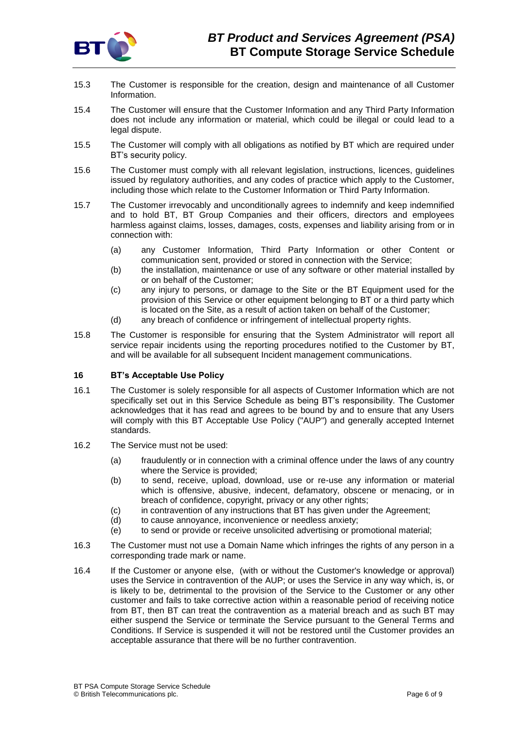15.3 The Customer is responsible for the creation, design and maintenance of all Customer Information.

15.4 The Customer will ensure that the Customer Information and any Third Party Information does not include any information or material, which could be illegal or could lead to a legal dispute.

15.5 The Customer will comply with all obligations as notified by BT which are required under BT's security policy.

15.6 The Customer must comply with all relevant legislation, instructions, licences, guidelines issued by regulatory authorities, and any codes of practice which apply to the Customer, including those which relate to the Customer Information or Third Party Information.

15.7 The Customer irrevocably and unconditionally agrees to indemnify and keep indemnified and to hold BT, BT Group Companies and their officers, directors and employees harmless against claims, losses, damages, costs, expenses and liability arising from or in connection with:

(a) any Customer Information, Third Party Information or other Content or communication sent, provided or stored in connection with the Service;

(b) the installation, maintenance or use of any software or other material installed by or on behalf of the Customer;

(c) any injury to persons, or damage to the Site or the BT Equipment used for the provision of this Service or other equipment belonging to BT or a third party which is located on the Site, as a result of action taken on behalf of the Customer;

(d) any breach of confidence or infringement of intellectual property rights.

15.8 The Customer is responsible for ensuring that the System Administrator will report all service repair incidents using the reporting procedures notified to the Customer by BT, and will be available for all subsequent Incident management communications.

## 16 BT's Acceptable Use Policy

16.1 The Customer is solely responsible for all aspects of Customer Information which are not specifically set out in this Service Schedule as being BT's responsibility. The Customer acknowledges that it has read and agrees to be bound by and to ensure that any Users will comply with this BT Acceptable Use Policy ("AUP") and generally accepted Internet standards.

16.2 The Service must not be used:

(a) fraudulently or in connection with a criminal offence under the laws of any country where the Service is provided;

(b) to send, receive, upload, download, use or re-use any information or material which is offensive, abusive, indecent, defamatory, obscene or menacing, or in breach of confidence, copyright, privacy or any other rights;

(c) in contravention of any instructions that BT has given under the Agreement;

(d) to cause annoyance, inconvenience or needless anxiety;

(e) to send or provide or receive unsolicited advertising or promotional material;

16.3 The Customer must not use a Domain Name which infringes the rights of any person in a corresponding trade mark or name.

16.4 If the Customer or anyone else, (with or without the Customer's knowledge or approval) uses the Service in contravention of the AUP; or uses the Service in any way which, is, or is likely to be, detrimental to the provision of the Service to the Customer or any other customer and fails to take corrective action within a reasonable period of receiving notice from BT, then BT can treat the contravention as a material breach and as such BT may either suspend the Service or terminate the Service pursuant to the General Terms and Conditions. If Service is suspended it will not be restored until the Customer provides an acceptable assurance that there will be no further contravention.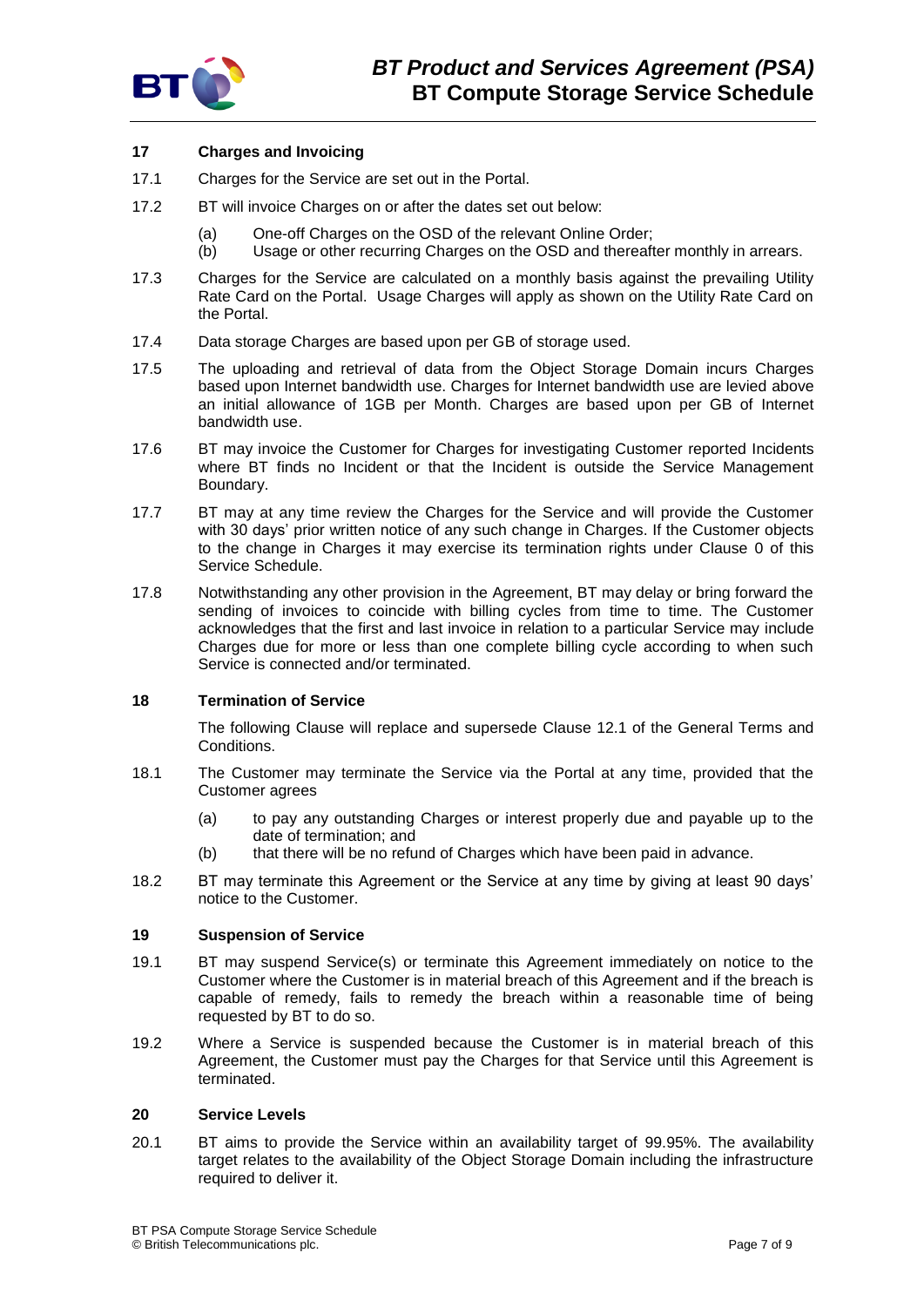## 17 Charges and Invoicing

17.1 Charges for the Service are set out in the Portal.

17.2 BT will invoice Charges on or after the dates set out below:

(a) One-off Charges on the OSD of the relevant Online Order;
(b) Usage or other recurring Charges on the OSD and thereafter monthly in arrears.

17.3 Charges for the Service are calculated on a monthly basis against the prevailing Utility Rate Card on the Portal. Usage Charges will apply as shown on the Utility Rate Card on the Portal.

17.4 Data storage Charges are based upon per GB of storage used.

17.5 The uploading and retrieval of data from the Object Storage Domain incurs Charges based upon Internet bandwidth use. Charges for Internet bandwidth use are levied above an initial allowance of 1GB per Month. Charges are based upon per GB of Internet bandwidth use.

17.6 BT may invoice the Customer for Charges for investigating Customer reported Incidents where BT finds no Incident or that the Incident is outside the Service Management Boundary.

17.7 BT may at any time review the Charges for the Service and will provide the Customer with 30 days' prior written notice of any such change in Charges. If the Customer objects to the change in Charges it may exercise its termination rights under Clause 0 of this Service Schedule.

17.8 Notwithstanding any other provision in the Agreement, BT may delay or bring forward the sending of invoices to coincide with billing cycles from time to time. The Customer acknowledges that the first and last invoice in relation to a particular Service may include Charges due for more or less than one complete billing cycle according to when such Service is connected and/or terminated.

## 18 Termination of Service

The following Clause will replace and supersede Clause 12.1 of the General Terms and Conditions.

18.1 The Customer may terminate the Service via the Portal at any time, provided that the Customer agrees

(a) to pay any outstanding Charges or interest properly due and payable up to the date of termination; and
(b) that there will be no refund of Charges which have been paid in advance.

18.2 BT may terminate this Agreement or the Service at any time by giving at least 90 days' notice to the Customer.

## 19 Suspension of Service

19.1 BT may suspend Service(s) or terminate this Agreement immediately on notice to the Customer where the Customer is in material breach of this Agreement and if the breach is capable of remedy, fails to remedy the breach within a reasonable time of being requested by BT to do so.

19.2 Where a Service is suspended because the Customer is in material breach of this Agreement, the Customer must pay the Charges for that Service until this Agreement is terminated.

## 20 Service Levels

20.1 BT aims to provide the Service within an availability target of 99.95%. The availability target relates to the availability of the Object Storage Domain including the infrastructure required to deliver it.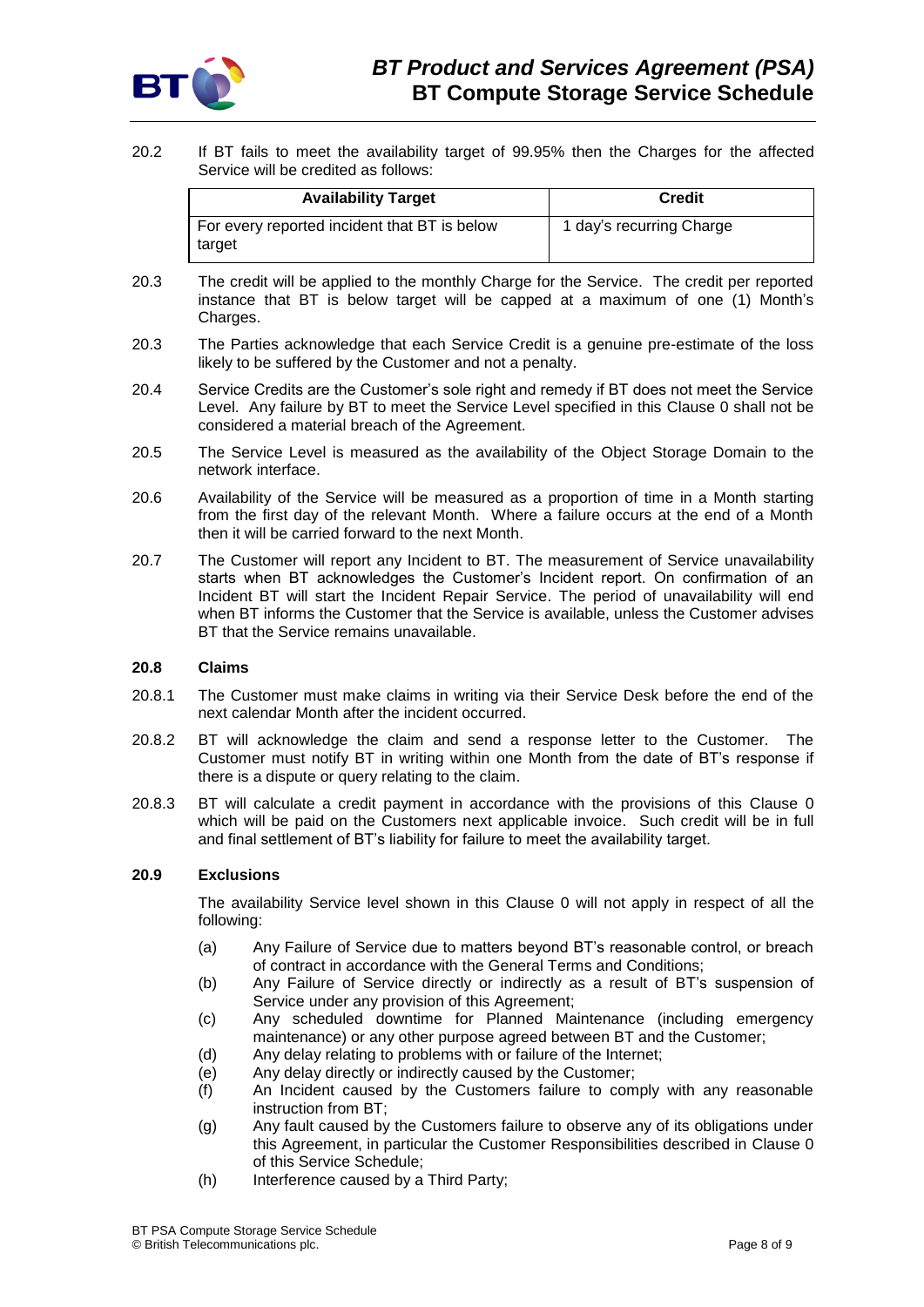20.2 If BT fails to meet the availability target of 99.95% then the Charges for the affected Service will be credited as follows:

| Availability Target | Credit |
| --- | --- |
| For every reported incident that BT is below target | 1 day's recurring Charge |

20.3 The credit will be applied to the monthly Charge for the Service. The credit per reported instance that BT is below target will be capped at a maximum of one (1) Month's Charges.

20.3 The Parties acknowledge that each Service Credit is a genuine pre-estimate of the loss likely to be suffered by the Customer and not a penalty.

20.4 Service Credits are the Customer's sole right and remedy if BT does not meet the Service Level. Any failure by BT to meet the Service Level specified in this Clause 0 shall not be considered a material breach of the Agreement.

20.5 The Service Level is measured as the availability of the Object Storage Domain to the network interface.

20.6 Availability of the Service will be measured as a proportion of time in a Month starting from the first day of the relevant Month. Where a failure occurs at the end of a Month then it will be carried forward to the next Month.

20.7 The Customer will report any Incident to BT. The measurement of Service unavailability starts when BT acknowledges the Customer's Incident report. On confirmation of an Incident BT will start the Incident Repair Service. The period of unavailability will end when BT informs the Customer that the Service is available, unless the Customer advises BT that the Service remains unavailable.

**20.8 Claims**

20.8.1 The Customer must make claims in writing via their Service Desk before the end of the next calendar Month after the incident occurred.

20.8.2 BT will acknowledge the claim and send a response letter to the Customer. The Customer must notify BT in writing within one Month from the date of BT's response if there is a dispute or query relating to the claim.

20.8.3 BT will calculate a credit payment in accordance with the provisions of this Clause 0 which will be paid on the Customers next applicable invoice. Such credit will be in full and final settlement of BT's liability for failure to meet the availability target.

**20.9 Exclusions**

The availability Service level shown in this Clause 0 will not apply in respect of all the following:

(a) Any Failure of Service due to matters beyond BT's reasonable control, or breach of contract in accordance with the General Terms and Conditions;

(b) Any Failure of Service directly or indirectly as a result of BT's suspension of Service under any provision of this Agreement;

(c) Any scheduled downtime for Planned Maintenance (including emergency maintenance) or any other purpose agreed between BT and the Customer;

(d) Any delay relating to problems with or failure of the Internet;

(e) Any delay directly or indirectly caused by the Customer;

(f) An Incident caused by the Customers failure to comply with any reasonable instruction from BT;

(g) Any fault caused by the Customers failure to observe any of its obligations under this Agreement, in particular the Customer Responsibilities described in Clause 0 of this Service Schedule;

(h) Interference caused by a Third Party;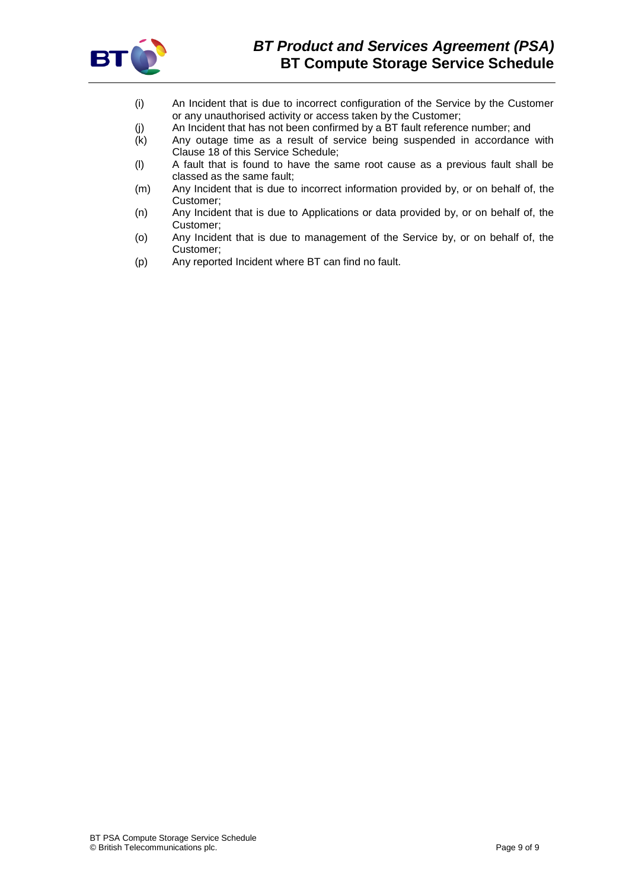(i) An Incident that is due to incorrect configuration of the Service by the Customer or any unauthorised activity or access taken by the Customer;

(j) An Incident that has not been confirmed by a BT fault reference number; and

(k) Any outage time as a result of service being suspended in accordance with Clause 18 of this Service Schedule;

(l) A fault that is found to have the same root cause as a previous fault shall be classed as the same fault;

(m) Any Incident that is due to incorrect information provided by, or on behalf of, the Customer;

(n) Any Incident that is due to Applications or data provided by, or on behalf of, the Customer;

(o) Any Incident that is due to management of the Service by, or on behalf of, the Customer;

(p) Any reported Incident where BT can find no fault.